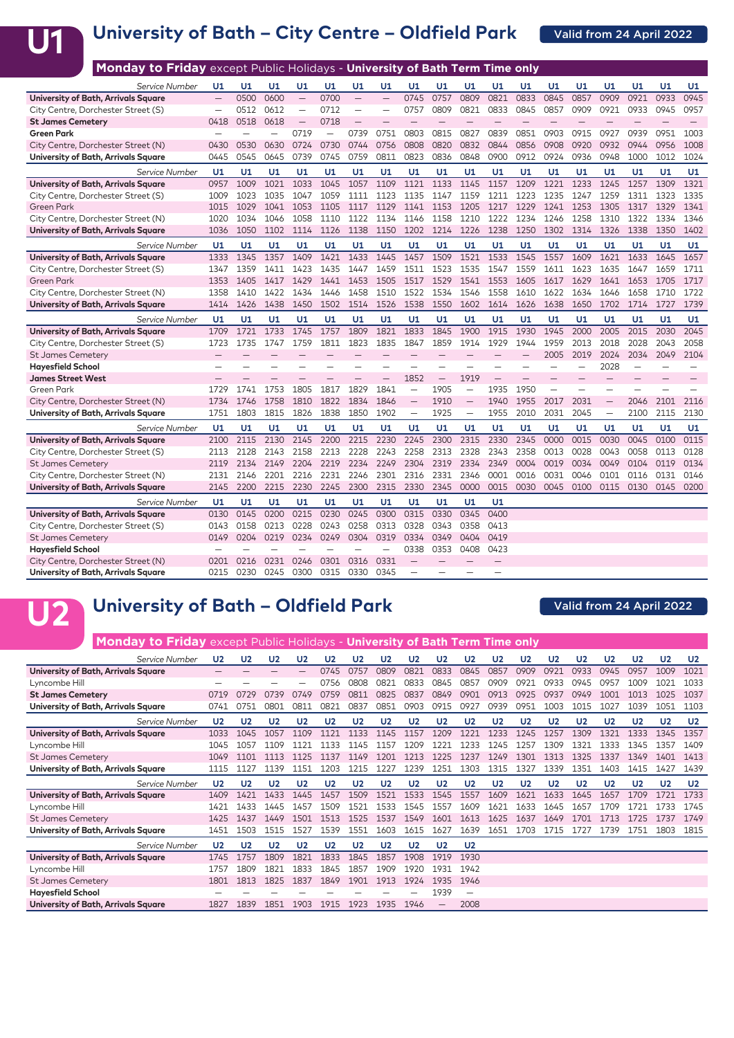# U1 University of Bath – City Centre – Oldfield Park

**Valid from 24 April 2022**

## Monday to Friday except Public Holidays - University of Bath Term Time only

| Service Number | U1 | U1 | U1 | U1 | U1 | U1 | U1 | U1 | U1 | U1 | U1 | U1 | U1 | U1 | U1 | U1 | U1 | U1 |
|---|---|---|---|---|---|---|---|---|---|---|---|---|---|---|---|---|---|---|
| **University of Bath, Arrivals Square** | — | 0500 | 0600 | — | 0700 | — | — | 0745 | 0757 | 0809 | 0821 | 0833 | 0845 | 0857 | 0909 | 0921 | 0933 | 0945 |
| City Centre, Dorchester Street (S) | — | 0512 | 0612 | — | 0712 | — | — | 0757 | 0809 | 0821 | 0833 | 0845 | 0857 | 0909 | 0921 | 0933 | 0945 | 0957 |
| **St James Cemetery** | 0418 | 0518 | 0618 | — | 0718 | — | — | — | — | — | — | — | — | — | — | — | — | — |
| **Green Park** | — | — | — | 0719 | — | 0739 | 0751 | 0803 | 0815 | 0827 | 0839 | 0851 | 0903 | 0915 | 0927 | 0939 | 0951 | 1003 |
| City Centre, Dorchester Street (N) | 0430 | 0530 | 0630 | 0724 | 0730 | 0744 | 0756 | 0808 | 0820 | 0832 | 0844 | 0856 | 0908 | 0920 | 0932 | 0944 | 0956 | 1008 |
| **University of Bath, Arrivals Square** | 0445 | 0545 | 0645 | 0739 | 0745 | 0759 | 0811 | 0823 | 0836 | 0848 | 0900 | 0912 | 0924 | 0936 | 0948 | 1000 | 1012 | 1024 |

| Service Number | U1 | U1 | U1 | U1 | U1 | U1 | U1 | U1 | U1 | U1 | U1 | U1 | U1 | U1 | U1 | U1 | U1 | U1 |
|---|---|---|---|---|---|---|---|---|---|---|---|---|---|---|---|---|---|---|
| **University of Bath, Arrivals Square** | 0957 | 1009 | 1021 | 1033 | 1045 | 1057 | 1109 | 1121 | 1133 | 1145 | 1157 | 1209 | 1221 | 1233 | 1245 | 1257 | 1309 | 1321 |
| City Centre, Dorchester Street (S) | 1009 | 1023 | 1035 | 1047 | 1059 | 1111 | 1123 | 1135 | 1147 | 1159 | 1211 | 1223 | 1235 | 1247 | 1259 | 1311 | 1323 | 1335 |
| Green Park | 1015 | 1029 | 1041 | 1053 | 1105 | 1117 | 1129 | 1141 | 1153 | 1205 | 1217 | 1229 | 1241 | 1253 | 1305 | 1317 | 1329 | 1341 |
| City Centre, Dorchester Street (N) | 1020 | 1034 | 1046 | 1058 | 1110 | 1122 | 1134 | 1146 | 1158 | 1210 | 1222 | 1234 | 1246 | 1258 | 1310 | 1322 | 1334 | 1346 |
| **University of Bath, Arrivals Square** | 1036 | 1050 | 1102 | 1114 | 1126 | 1138 | 1150 | 1202 | 1214 | 1226 | 1238 | 1250 | 1302 | 1314 | 1326 | 1338 | 1350 | 1402 |

| Service Number | U1 | U1 | U1 | U1 | U1 | U1 | U1 | U1 | U1 | U1 | U1 | U1 | U1 | U1 | U1 | U1 | U1 | U1 |
|---|---|---|---|---|---|---|---|---|---|---|---|---|---|---|---|---|---|---|
| **University of Bath, Arrivals Square** | 1333 | 1345 | 1357 | 1409 | 1421 | 1433 | 1445 | 1457 | 1509 | 1521 | 1533 | 1545 | 1557 | 1609 | 1621 | 1633 | 1645 | 1657 |
| City Centre, Dorchester Street (S) | 1347 | 1359 | 1411 | 1423 | 1435 | 1447 | 1459 | 1511 | 1523 | 1535 | 1547 | 1559 | 1611 | 1623 | 1635 | 1647 | 1659 | 1711 |
| Green Park | 1353 | 1405 | 1417 | 1429 | 1441 | 1453 | 1505 | 1517 | 1529 | 1541 | 1553 | 1605 | 1617 | 1629 | 1641 | 1653 | 1705 | 1717 |
| City Centre, Dorchester Street (N) | 1358 | 1410 | 1422 | 1434 | 1446 | 1458 | 1510 | 1522 | 1534 | 1546 | 1558 | 1610 | 1622 | 1634 | 1646 | 1658 | 1710 | 1722 |
| **University of Bath, Arrivals Square** | 1414 | 1426 | 1438 | 1450 | 1502 | 1514 | 1526 | 1538 | 1550 | 1602 | 1614 | 1626 | 1638 | 1650 | 1702 | 1714 | 1727 | 1739 |

| Service Number | U1 | U1 | U1 | U1 | U1 | U1 | U1 | U1 | U1 | U1 | U1 | U1 | U1 | U1 | U1 | U1 | U1 | U1 |
|---|---|---|---|---|---|---|---|---|---|---|---|---|---|---|---|---|---|---|
| **University of Bath, Arrivals Square** | 1709 | 1721 | 1733 | 1745 | 1757 | 1809 | 1821 | 1833 | 1845 | 1900 | 1915 | 1930 | 1945 | 2000 | 2005 | 2015 | 2030 | 2045 |
| City Centre, Dorchester Street (S) | 1723 | 1735 | 1747 | 1759 | 1811 | 1823 | 1835 | 1847 | 1859 | 1914 | 1929 | 1944 | 1959 | 2013 | 2018 | 2028 | 2043 | 2058 |
| St James Cemetery | — | — | — | — | — | — | — | — | — | — | — | — | 2005 | 2019 | 2024 | 2034 | 2049 | 2104 |
| **Hayesfield School** | — | — | — | — | — | — | — | — | — | — | — | — | — | — | — | 2028 | — | — |
| **James Street West** | — | — | — | — | — | — | — | 1852 | — | 1919 | — | — | — | — | — | — | — | — |
| Green Park | 1729 | 1741 | 1753 | 1805 | 1817 | 1829 | 1841 | — | 1905 | — | 1935 | 1950 | — | — | — | — | — | — |
| City Centre, Dorchester Street (N) | 1734 | 1746 | 1758 | 1810 | 1822 | 1834 | 1846 | — | 1910 | — | 1940 | 1955 | 2017 | 2031 | — | 2046 | 2101 | 2116 |
| **University of Bath, Arrivals Square** | 1751 | 1803 | 1815 | 1826 | 1838 | 1850 | 1902 | — | 1925 | — | 1955 | 2010 | 2031 | 2045 | — | 2100 | 2115 | 2130 |

| Service Number | U1 | U1 | U1 | U1 | U1 | U1 | U1 | U1 | U1 | U1 | U1 | U1 | U1 | U1 | U1 | U1 | U1 | U1 |
|---|---|---|---|---|---|---|---|---|---|---|---|---|---|---|---|---|---|---|
| **University of Bath, Arrivals Square** | 2100 | 2115 | 2130 | 2145 | 2200 | 2215 | 2230 | 2245 | 2300 | 2315 | 2330 | 2345 | 0000 | 0015 | 0030 | 0045 | 0100 | 0115 |
| City Centre, Dorchester Street (S) | 2113 | 2128 | 2143 | 2158 | 2213 | 2228 | 2243 | 2258 | 2313 | 2328 | 2343 | 2358 | 0013 | 0028 | 0043 | 0058 | 0113 | 0128 |
| St James Cemetery | 2119 | 2134 | 2149 | 2204 | 2219 | 2234 | 2249 | 2304 | 2319 | 2334 | 2349 | 0004 | 0019 | 0034 | 0049 | 0104 | 0119 | 0134 |
| City Centre, Dorchester Street (N) | 2131 | 2146 | 2201 | 2216 | 2231 | 2246 | 2301 | 2316 | 2331 | 2346 | 0001 | 0016 | 0031 | 0046 | 0101 | 0116 | 0131 | 0146 |
| **University of Bath, Arrivals Square** | 2145 | 2200 | 2215 | 2230 | 2245 | 2300 | 2315 | 2330 | 2345 | 0000 | 0015 | 0030 | 0045 | 0100 | 0115 | 0130 | 0145 | 0200 |

| Service Number | U1 | U1 | U1 | U1 | U1 | U1 | U1 | U1 | U1 | U1 | U1 |
|---|---|---|---|---|---|---|---|---|---|---|---|
| **University of Bath, Arrivals Square** | 0130 | 0145 | 0200 | 0215 | 0230 | 0245 | 0300 | 0315 | 0330 | 0345 | 0400 |
| City Centre, Dorchester Street (S) | 0143 | 0158 | 0213 | 0228 | 0243 | 0258 | 0313 | 0328 | 0343 | 0358 | 0413 |
| St James Cemetery | 0149 | 0204 | 0219 | 0234 | 0249 | 0304 | 0319 | 0334 | 0349 | 0404 | 0419 |
| **Hayesfield School** | — | — | — | — | — | — | — | 0338 | 0353 | 0408 | 0423 |
| City Centre, Dorchester Street (N) | 0201 | 0216 | 0231 | 0246 | 0301 | 0316 | 0331 | — | — | — | — |
| **University of Bath, Arrivals Square** | 0215 | 0230 | 0245 | 0300 | 0315 | 0330 | 0345 | — | — | — | — |

# U2 University of Bath – Oldfield Park

**Valid from 24 April 2022**

## Monday to Friday except Public Holidays - University of Bath Term Time only

| Service Number | U2 | U2 | U2 | U2 | U2 | U2 | U2 | U2 | U2 | U2 | U2 | U2 | U2 | U2 | U2 | U2 | U2 | U2 |
|---|---|---|---|---|---|---|---|---|---|---|---|---|---|---|---|---|---|---|
| **University of Bath, Arrivals Square** | — | — | — | — | 0745 | 0757 | 0809 | 0821 | 0833 | 0845 | 0857 | 0909 | 0921 | 0933 | 0945 | 0957 | 1009 | 1021 |
| Lyncombe Hill | — | — | — | — | 0756 | 0808 | 0821 | 0833 | 0845 | 0857 | 0909 | 0921 | 0933 | 0945 | 0957 | 1009 | 1021 | 1033 |
| **St James Cemetery** | 0719 | 0729 | 0739 | 0749 | 0759 | 0811 | 0825 | 0837 | 0849 | 0901 | 0913 | 0925 | 0937 | 0949 | 1001 | 1013 | 1025 | 1037 |
| **University of Bath, Arrivals Square** | 0741 | 0751 | 0801 | 0811 | 0821 | 0837 | 0851 | 0903 | 0915 | 0927 | 0939 | 0951 | 1003 | 1015 | 1027 | 1039 | 1051 | 1103 |

| Service Number | U2 | U2 | U2 | U2 | U2 | U2 | U2 | U2 | U2 | U2 | U2 | U2 | U2 | U2 | U2 | U2 | U2 | U2 |
|---|---|---|---|---|---|---|---|---|---|---|---|---|---|---|---|---|---|---|
| **University of Bath, Arrivals Square** | 1033 | 1045 | 1057 | 1109 | 1121 | 1133 | 1145 | 1157 | 1209 | 1221 | 1233 | 1245 | 1257 | 1309 | 1321 | 1333 | 1345 | 1357 |
| Lyncombe Hill | 1045 | 1057 | 1109 | 1121 | 1133 | 1145 | 1157 | 1209 | 1221 | 1233 | 1245 | 1257 | 1309 | 1321 | 1333 | 1345 | 1357 | 1409 |
| St James Cemetery | 1049 | 1101 | 1113 | 1125 | 1137 | 1149 | 1201 | 1213 | 1225 | 1237 | 1249 | 1301 | 1313 | 1325 | 1337 | 1349 | 1401 | 1413 |
| **University of Bath, Arrivals Square** | 1115 | 1127 | 1139 | 1151 | 1203 | 1215 | 1227 | 1239 | 1251 | 1303 | 1315 | 1327 | 1339 | 1351 | 1403 | 1415 | 1427 | 1439 |

| Service Number | U2 | U2 | U2 | U2 | U2 | U2 | U2 | U2 | U2 | U2 | U2 | U2 | U2 | U2 | U2 | U2 | U2 | U2 |
|---|---|---|---|---|---|---|---|---|---|---|---|---|---|---|---|---|---|---|
| **University of Bath, Arrivals Square** | 1409 | 1421 | 1433 | 1445 | 1457 | 1509 | 1521 | 1533 | 1545 | 1557 | 1609 | 1621 | 1633 | 1645 | 1657 | 1709 | 1721 | 1733 |
| Lyncombe Hill | 1421 | 1433 | 1445 | 1457 | 1509 | 1521 | 1533 | 1545 | 1557 | 1609 | 1621 | 1633 | 1645 | 1657 | 1709 | 1721 | 1733 | 1745 |
| St James Cemetery | 1425 | 1437 | 1449 | 1501 | 1513 | 1525 | 1537 | 1549 | 1601 | 1613 | 1625 | 1637 | 1649 | 1701 | 1713 | 1725 | 1737 | 1749 |
| **University of Bath, Arrivals Square** | 1451 | 1503 | 1515 | 1527 | 1539 | 1551 | 1603 | 1615 | 1627 | 1639 | 1651 | 1703 | 1715 | 1727 | 1739 | 1751 | 1803 | 1815 |

| Service Number | U2 | U2 | U2 | U2 | U2 | U2 | U2 | U2 | U2 | U2 |
|---|---|---|---|---|---|---|---|---|---|---|
| **University of Bath, Arrivals Square** | 1745 | 1757 | 1809 | 1821 | 1833 | 1845 | 1857 | 1908 | 1919 | 1930 |
| Lyncombe Hill | 1757 | 1809 | 1821 | 1833 | 1845 | 1857 | 1909 | 1920 | 1931 | 1942 |
| St James Cemetery | 1801 | 1813 | 1825 | 1837 | 1849 | 1901 | 1913 | 1924 | 1935 | 1946 |
| **Hayesfield School** | — | — | — | — | — | — | — | — | 1939 | — |
| **University of Bath, Arrivals Square** | 1827 | 1839 | 1851 | 1903 | 1915 | 1923 | 1935 | 1946 | — | 2008 |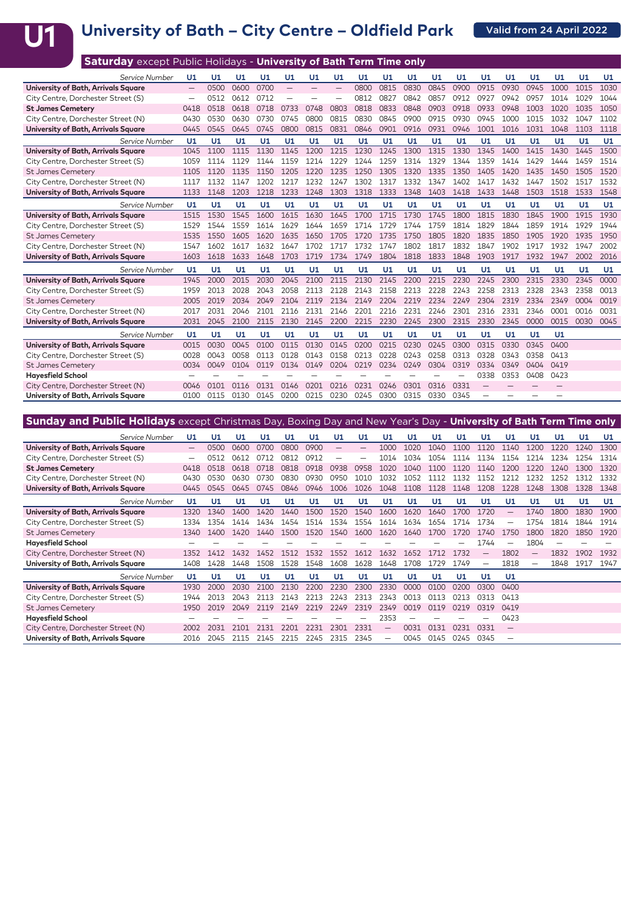# U1 University of Bath – City Centre – Oldfield Park

Valid from 24 April 2022

## Saturday except Public Holidays - University of Bath Term Time only

| Service Number | U1 | U1 | U1 | U1 | U1 | U1 | U1 | U1 | U1 | U1 | U1 | U1 | U1 | U1 | U1 | U1 | U1 | U1 |
|---|---|---|---|---|---|---|---|---|---|---|---|---|---|---|---|---|---|---|
| **University of Bath, Arrivals Square** | — | 0500 | 0600 | 0700 | — | — | — | 0800 | 0815 | 0830 | 0845 | 0900 | 0915 | 0930 | 0945 | 1000 | 1015 | 1030 |
| City Centre, Dorchester Street (S) | — | 0512 | 0612 | 0712 | — | — | — | 0812 | 0827 | 0842 | 0857 | 0912 | 0927 | 0942 | 0957 | 1014 | 1029 | 1044 |
| **St James Cemetery** | 0418 | 0518 | 0618 | 0718 | 0733 | 0748 | 0803 | 0818 | 0833 | 0848 | 0903 | 0918 | 0933 | 0948 | 1003 | 1020 | 1035 | 1050 |
| City Centre, Dorchester Street (N) | 0430 | 0530 | 0630 | 0730 | 0745 | 0800 | 0815 | 0830 | 0845 | 0900 | 0915 | 0930 | 0945 | 1000 | 1015 | 1032 | 1047 | 1102 |
| **University of Bath, Arrivals Square** | 0445 | 0545 | 0645 | 0745 | 0800 | 0815 | 0831 | 0846 | 0901 | 0916 | 0931 | 0946 | 1001 | 1016 | 1031 | 1048 | 1103 | 1118 |

| Service Number | U1 | U1 | U1 | U1 | U1 | U1 | U1 | U1 | U1 | U1 | U1 | U1 | U1 | U1 | U1 | U1 | U1 | U1 |
|---|---|---|---|---|---|---|---|---|---|---|---|---|---|---|---|---|---|---|
| **University of Bath, Arrivals Square** | 1045 | 1100 | 1115 | 1130 | 1145 | 1200 | 1215 | 1230 | 1245 | 1300 | 1315 | 1330 | 1345 | 1400 | 1415 | 1430 | 1445 | 1500 |
| City Centre, Dorchester Street (S) | 1059 | 1114 | 1129 | 1144 | 1159 | 1214 | 1229 | 1244 | 1259 | 1314 | 1329 | 1344 | 1359 | 1414 | 1429 | 1444 | 1459 | 1514 |
| St James Cemetery | 1105 | 1120 | 1135 | 1150 | 1205 | 1220 | 1235 | 1250 | 1305 | 1320 | 1335 | 1350 | 1405 | 1420 | 1435 | 1450 | 1505 | 1520 |
| City Centre, Dorchester Street (N) | 1117 | 1132 | 1147 | 1202 | 1217 | 1232 | 1247 | 1302 | 1317 | 1332 | 1347 | 1402 | 1417 | 1432 | 1447 | 1502 | 1517 | 1532 |
| **University of Bath, Arrivals Square** | 1133 | 1148 | 1203 | 1218 | 1233 | 1248 | 1303 | 1318 | 1333 | 1348 | 1403 | 1418 | 1433 | 1448 | 1503 | 1518 | 1533 | 1548 |

| Service Number | U1 | U1 | U1 | U1 | U1 | U1 | U1 | U1 | U1 | U1 | U1 | U1 | U1 | U1 | U1 | U1 | U1 | U1 |
|---|---|---|---|---|---|---|---|---|---|---|---|---|---|---|---|---|---|---|
| **University of Bath, Arrivals Square** | 1515 | 1530 | 1545 | 1600 | 1615 | 1630 | 1645 | 1700 | 1715 | 1730 | 1745 | 1800 | 1815 | 1830 | 1845 | 1900 | 1915 | 1930 |
| City Centre, Dorchester Street (S) | 1529 | 1544 | 1559 | 1614 | 1629 | 1644 | 1659 | 1714 | 1729 | 1744 | 1759 | 1814 | 1829 | 1844 | 1859 | 1914 | 1929 | 1944 |
| St James Cemetery | 1535 | 1550 | 1605 | 1620 | 1635 | 1650 | 1705 | 1720 | 1735 | 1750 | 1805 | 1820 | 1835 | 1850 | 1905 | 1920 | 1935 | 1950 |
| City Centre, Dorchester Street (N) | 1547 | 1602 | 1617 | 1632 | 1647 | 1702 | 1717 | 1732 | 1747 | 1802 | 1817 | 1832 | 1847 | 1902 | 1917 | 1932 | 1947 | 2002 |
| **University of Bath, Arrivals Square** | 1603 | 1618 | 1633 | 1648 | 1703 | 1719 | 1734 | 1749 | 1804 | 1818 | 1833 | 1848 | 1903 | 1917 | 1932 | 1947 | 2002 | 2016 |

| Service Number | U1 | U1 | U1 | U1 | U1 | U1 | U1 | U1 | U1 | U1 | U1 | U1 | U1 | U1 | U1 | U1 | U1 | U1 |
|---|---|---|---|---|---|---|---|---|---|---|---|---|---|---|---|---|---|---|
| **University of Bath, Arrivals Square** | 1945 | 2000 | 2015 | 2030 | 2045 | 2100 | 2115 | 2130 | 2145 | 2200 | 2215 | 2230 | 2245 | 2300 | 2315 | 2330 | 2345 | 0000 |
| City Centre, Dorchester Street (S) | 1959 | 2013 | 2028 | 2043 | 2058 | 2113 | 2128 | 2143 | 2158 | 2213 | 2228 | 2243 | 2258 | 2313 | 2328 | 2343 | 2358 | 0013 |
| St James Cemetery | 2005 | 2019 | 2034 | 2049 | 2104 | 2119 | 2134 | 2149 | 2204 | 2219 | 2234 | 2249 | 2304 | 2319 | 2334 | 2349 | 0004 | 0019 |
| City Centre, Dorchester Street (N) | 2017 | 2031 | 2046 | 2101 | 2116 | 2131 | 2146 | 2201 | 2216 | 2231 | 2246 | 2301 | 2316 | 2331 | 2346 | 0001 | 0016 | 0031 |
| **University of Bath, Arrivals Square** | 2031 | 2045 | 2100 | 2115 | 2130 | 2145 | 2200 | 2215 | 2230 | 2245 | 2300 | 2315 | 2330 | 2345 | 0000 | 0015 | 0030 | 0045 |

| Service Number | U1 | U1 | U1 | U1 | U1 | U1 | U1 | U1 | U1 | U1 | U1 | U1 | U1 | U1 | U1 | U1 |
|---|---|---|---|---|---|---|---|---|---|---|---|---|---|---|---|---|
| **University of Bath, Arrivals Square** | 0015 | 0030 | 0045 | 0100 | 0115 | 0130 | 0145 | 0200 | 0215 | 0230 | 0245 | 0300 | 0315 | 0330 | 0345 | 0400 |
| City Centre, Dorchester Street (S) | 0028 | 0043 | 0058 | 0113 | 0128 | 0143 | 0158 | 0213 | 0228 | 0243 | 0258 | 0313 | 0328 | 0343 | 0358 | 0413 |
| St James Cemetery | 0034 | 0049 | 0104 | 0119 | 0134 | 0149 | 0204 | 0219 | 0234 | 0249 | 0304 | 0319 | 0334 | 0349 | 0404 | 0419 |
| **Hayesfield School** | — | — | — | — | — | — | — | — | — | — | — | — | 0338 | 0353 | 0408 | 0423 |
| City Centre, Dorchester Street (N) | 0046 | 0101 | 0116 | 0131 | 0146 | 0201 | 0216 | 0231 | 0246 | 0301 | 0316 | 0331 | — | — | — | — |
| **University of Bath, Arrivals Square** | 0100 | 0115 | 0130 | 0145 | 0200 | 0215 | 0230 | 0245 | 0300 | 0315 | 0330 | 0345 | — | — | — | — |

## Sunday and Public Holidays except Christmas Day, Boxing Day and New Year's Day - University of Bath Term Time only

| Service Number | U1 | U1 | U1 | U1 | U1 | U1 | U1 | U1 | U1 | U1 | U1 | U1 | U1 | U1 | U1 | U1 | U1 | U1 |
|---|---|---|---|---|---|---|---|---|---|---|---|---|---|---|---|---|---|---|
| **University of Bath, Arrivals Square** | — | 0500 | 0600 | 0700 | 0800 | 0900 | — | — | 1000 | 1020 | 1040 | 1100 | 1120 | 1140 | 1200 | 1220 | 1240 | 1300 |
| City Centre, Dorchester Street (S) | — | 0512 | 0612 | 0712 | 0812 | 0912 | — | — | 1014 | 1034 | 1054 | 1114 | 1134 | 1154 | 1214 | 1234 | 1254 | 1314 |
| **St James Cemetery** | 0418 | 0518 | 0618 | 0718 | 0818 | 0918 | 0938 | 0958 | 1020 | 1040 | 1100 | 1120 | 1140 | 1200 | 1220 | 1240 | 1300 | 1320 |
| City Centre, Dorchester Street (N) | 0430 | 0530 | 0630 | 0730 | 0830 | 0930 | 0950 | 1010 | 1032 | 1052 | 1112 | 1132 | 1152 | 1212 | 1232 | 1252 | 1312 | 1332 |
| **University of Bath, Arrivals Square** | 0445 | 0545 | 0645 | 0745 | 0846 | 0946 | 1006 | 1026 | 1048 | 1108 | 1128 | 1148 | 1208 | 1228 | 1248 | 1308 | 1328 | 1348 |

| Service Number | U1 | U1 | U1 | U1 | U1 | U1 | U1 | U1 | U1 | U1 | U1 | U1 | U1 | U1 | U1 | U1 | U1 | U1 |
|---|---|---|---|---|---|---|---|---|---|---|---|---|---|---|---|---|---|---|
| **University of Bath, Arrivals Square** | 1320 | 1340 | 1400 | 1420 | 1440 | 1500 | 1520 | 1540 | 1600 | 1620 | 1640 | 1700 | 1720 | — | 1740 | 1800 | 1830 | 1900 |
| City Centre, Dorchester Street (S) | 1334 | 1354 | 1414 | 1434 | 1454 | 1514 | 1534 | 1554 | 1614 | 1634 | 1654 | 1714 | 1734 | — | 1754 | 1814 | 1844 | 1914 |
| St James Cemetery | 1340 | 1400 | 1420 | 1440 | 1500 | 1520 | 1540 | 1600 | 1620 | 1640 | 1700 | 1720 | 1740 | 1750 | 1800 | 1820 | 1850 | 1920 |
| **Hayesfield School** | — | — | — | — | — | — | — | — | — | — | — | — | 1744 | — | 1804 | — | — | — |
| City Centre, Dorchester Street (N) | 1352 | 1412 | 1432 | 1452 | 1512 | 1532 | 1552 | 1612 | 1632 | 1652 | 1712 | 1732 | — | 1802 | — | 1832 | 1902 | 1932 |
| **University of Bath, Arrivals Square** | 1408 | 1428 | 1448 | 1508 | 1528 | 1548 | 1608 | 1628 | 1648 | 1708 | 1729 | 1749 | — | 1818 | — | 1848 | 1917 | 1947 |

| Service Number | U1 | U1 | U1 | U1 | U1 | U1 | U1 | U1 | U1 | U1 | U1 | U1 | U1 | U1 |
|---|---|---|---|---|---|---|---|---|---|---|---|---|---|---|
| **University of Bath, Arrivals Square** | 1930 | 2000 | 2030 | 2100 | 2130 | 2200 | 2230 | 2300 | 2330 | 0000 | 0100 | 0200 | 0300 | 0400 |
| City Centre, Dorchester Street (S) | 1944 | 2013 | 2043 | 2113 | 2143 | 2213 | 2243 | 2313 | 2343 | 0013 | 0113 | 0213 | 0313 | 0413 |
| St James Cemetery | 1950 | 2019 | 2049 | 2119 | 2149 | 2219 | 2249 | 2319 | 2349 | 0019 | 0119 | 0219 | 0319 | 0419 |
| **Hayesfield School** | — | — | — | — | — | — | — | — | 2353 | — | — | — | — | 0423 |
| City Centre, Dorchester Street (N) | 2002 | 2031 | 2101 | 2131 | 2201 | 2231 | 2301 | 2331 | — | 0031 | 0131 | 0231 | 0331 | — |
| **University of Bath, Arrivals Square** | 2016 | 2045 | 2115 | 2145 | 2215 | 2245 | 2315 | 2345 | — | 0045 | 0145 | 0245 | 0345 | — |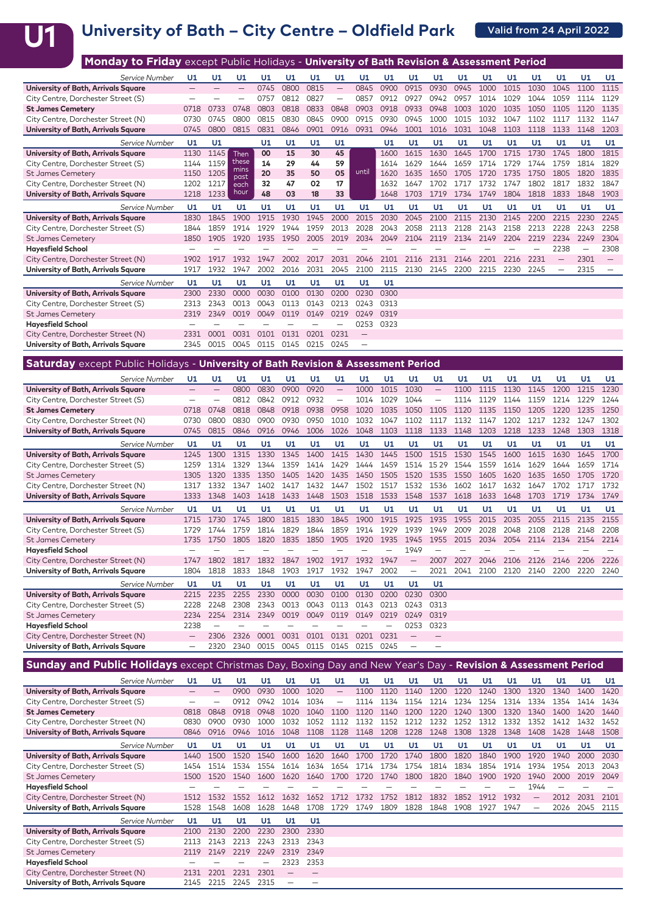# U1 University of Bath – City Centre – Oldfield Park

**Valid from 24 April 2022**

## Monday to Friday except Public Holidays - University of Bath Revision & Assessment Period

| Service Number | U1 | U1 | U1 | U1 | U1 | U1 | U1 | U1 | U1 | U1 | U1 | U1 | U1 | U1 | U1 | U1 | U1 | U1 |
|---|---|---|---|---|---|---|---|---|---|---|---|---|---|---|---|---|---|---|
| **University of Bath, Arrivals Square** | – | – | – | 0745 | 0800 | 0815 | – | 0845 | 0900 | 0915 | 0930 | 0945 | 1000 | 1015 | 1030 | 1045 | 1100 | 1115 |
| City Centre, Dorchester Street (S) | – | – | – | 0757 | 0812 | 0827 | – | 0857 | 0912 | 0927 | 0942 | 0957 | 1014 | 1029 | 1044 | 1059 | 1114 | 1129 |
| **St James Cemetery** | 0718 | 0733 | 0748 | 0803 | 0818 | 0833 | 0848 | 0903 | 0918 | 0933 | 0948 | 1003 | 1020 | 1035 | 1050 | 1105 | 1120 | 1135 |
| City Centre, Dorchester Street (N) | 0730 | 0745 | 0800 | 0815 | 0830 | 0845 | 0900 | 0915 | 0930 | 0945 | 1000 | 1015 | 1032 | 1047 | 1102 | 1117 | 1132 | 1147 |
| **University of Bath, Arrivals Square** | 0745 | 0800 | 0815 | 0831 | 0846 | 0901 | 0916 | 0931 | 0946 | 1001 | 1016 | 1031 | 1048 | 1103 | 1118 | 1133 | 1148 | 1203 |

| Service Number | U1 | U1 | | U1 | U1 | U1 | U1 | | U1 | U1 | U1 | U1 | U1 | U1 | U1 | U1 | U1 | U1 |
|---|---|---|---|---|---|---|---|---|---|---|---|---|---|---|---|---|---|---|
| **University of Bath, Arrivals Square** | 1130 | 1145 | Then these mins past each hour | 00 | 15 | 30 | 45 | until | 1600 | 1615 | 1630 | 1645 | 1700 | 1715 | 1730 | 1745 | 1800 | 1815 |
| City Centre, Dorchester Street (S) | 1144 | 1159 | | 14 | 29 | 44 | 59 | | 1614 | 1629 | 1644 | 1659 | 1714 | 1729 | 1744 | 1759 | 1814 | 1829 |
| St James Cemetery | 1150 | 1205 | | 20 | 35 | 50 | 05 | | 1620 | 1635 | 1650 | 1705 | 1720 | 1735 | 1750 | 1805 | 1820 | 1835 |
| City Centre, Dorchester Street (N) | 1202 | 1217 | | 32 | 47 | 02 | 17 | | 1632 | 1647 | 1702 | 1717 | 1732 | 1747 | 1802 | 1817 | 1832 | 1847 |
| **University of Bath, Arrivals Square** | 1218 | 1233 | | 48 | 03 | 18 | 33 | | 1648 | 1703 | 1719 | 1734 | 1749 | 1804 | 1818 | 1833 | 1848 | 1903 |

| Service Number | U1 | U1 | U1 | U1 | U1 | U1 | U1 | U1 | U1 | U1 | U1 | U1 | U1 | U1 | U1 | U1 | U1 | U1 |
|---|---|---|---|---|---|---|---|---|---|---|---|---|---|---|---|---|---|---|
| **University of Bath, Arrivals Square** | 1830 | 1845 | 1900 | 1915 | 1930 | 1945 | 2000 | 2015 | 2030 | 2045 | 2100 | 2115 | 2130 | 2145 | 2200 | 2215 | 2230 | 2245 |
| City Centre, Dorchester Street (S) | 1844 | 1859 | 1914 | 1929 | 1944 | 1959 | 2013 | 2028 | 2043 | 2058 | 2113 | 2128 | 2143 | 2158 | 2213 | 2228 | 2243 | 2258 |
| St James Cemetery | 1850 | 1905 | 1920 | 1935 | 1950 | 2005 | 2019 | 2034 | 2049 | 2104 | 2119 | 2134 | 2149 | 2204 | 2219 | 2234 | 2249 | 2304 |
| **Hayesfield School** | – | – | – | – | – | – | – | – | – | – | – | – | – | – | – | 2238 | – | 2308 |
| City Centre, Dorchester Street (N) | 1902 | 1917 | 1932 | 1947 | 2002 | 2017 | 2031 | 2046 | 2101 | 2116 | 2131 | 2146 | 2201 | 2216 | 2231 | – | 2301 | – |
| **University of Bath, Arrivals Square** | 1917 | 1932 | 1947 | 2002 | 2016 | 2031 | 2045 | 2100 | 2115 | 2130 | 2145 | 2200 | 2215 | 2230 | 2245 | – | 2315 | – |

| Service Number | U1 | U1 | U1 | U1 | U1 | U1 | U1 | U1 | U1 |
|---|---|---|---|---|---|---|---|---|---|
| **University of Bath, Arrivals Square** | 2300 | 2330 | 0000 | 0030 | 0100 | 0130 | 0200 | 0230 | 0300 |
| City Centre, Dorchester Street (S) | 2313 | 2343 | 0013 | 0043 | 0113 | 0143 | 0213 | 0243 | 0313 |
| St James Cemetery | 2319 | 2349 | 0019 | 0049 | 0119 | 0149 | 0219 | 0249 | 0319 |
| **Hayesfield School** | – | – | – | – | – | – | – | 0253 | 0323 |
| City Centre, Dorchester Street (N) | 2331 | 0001 | 0031 | 0101 | 0131 | 0201 | 0231 | – | |
| **University of Bath, Arrivals Square** | 2345 | 0015 | 0045 | 0115 | 0145 | 0215 | 0245 | – | |

## Saturday except Public Holidays - University of Bath Revision & Assessment Period

| Service Number | U1 | U1 | U1 | U1 | U1 | U1 | U1 | U1 | U1 | U1 | U1 | U1 | U1 | U1 | U1 | U1 | U1 | U1 |
|---|---|---|---|---|---|---|---|---|---|---|---|---|---|---|---|---|---|---|
| **University of Bath, Arrivals Square** | – | – | 0800 | 0830 | 0900 | 0920 | – | 1000 | 1015 | 1030 | – | 1100 | 1115 | 1130 | 1145 | 1200 | 1215 | 1230 |
| City Centre, Dorchester Street (S) | – | – | 0812 | 0842 | 0912 | 0932 | – | 1014 | 1029 | 1044 | – | 1114 | 1129 | 1144 | 1159 | 1214 | 1229 | 1244 |
| **St James Cemetery** | 0718 | 0748 | 0818 | 0848 | 0918 | 0938 | 0958 | 1020 | 1035 | 1050 | 1105 | 1120 | 1135 | 1150 | 1205 | 1220 | 1235 | 1250 |
| City Centre, Dorchester Street (N) | 0730 | 0800 | 0830 | 0900 | 0930 | 0950 | 1010 | 1032 | 1047 | 1102 | 1117 | 1132 | 1147 | 1202 | 1217 | 1232 | 1247 | 1302 |
| **University of Bath, Arrivals Square** | 0745 | 0815 | 0846 | 0916 | 0946 | 1006 | 1026 | 1048 | 1103 | 1118 | 1133 | 1148 | 1203 | 1218 | 1233 | 1248 | 1303 | 1318 |

| Service Number | U1 | U1 | U1 | U1 | U1 | U1 | U1 | U1 | U1 | U1 | U1 | U1 | U1 | U1 | U1 | U1 | U1 | U1 |
|---|---|---|---|---|---|---|---|---|---|---|---|---|---|---|---|---|---|---|
| **University of Bath, Arrivals Square** | 1245 | 1300 | 1315 | 1330 | 1345 | 1400 | 1415 | 1430 | 1445 | 1500 | 1515 | 1530 | 1545 | 1600 | 1615 | 1630 | 1645 | 1700 |
| City Centre, Dorchester Street (S) | 1259 | 1314 | 1329 | 1344 | 1359 | 1414 | 1429 | 1444 | 1459 | 1514 | 15 29 | 1544 | 1559 | 1614 | 1629 | 1644 | 1659 | 1714 |
| St James Cemetery | 1305 | 1320 | 1335 | 1350 | 1405 | 1420 | 1435 | 1450 | 1505 | 1520 | 1535 | 1550 | 1605 | 1620 | 1635 | 1650 | 1705 | 1720 |
| City Centre, Dorchester Street (N) | 1317 | 1332 | 1347 | 1402 | 1417 | 1432 | 1447 | 1502 | 1517 | 1532 | 1536 | 1602 | 1617 | 1632 | 1647 | 1702 | 1717 | 1732 |
| **University of Bath, Arrivals Square** | 1333 | 1348 | 1403 | 1418 | 1433 | 1448 | 1503 | 1518 | 1533 | 1548 | 1537 | 1618 | 1633 | 1648 | 1703 | 1719 | 1734 | 1749 |

| Service Number | U1 | U1 | U1 | U1 | U1 | U1 | U1 | U1 | U1 | U1 | U1 | U1 | U1 | U1 | U1 | U1 | U1 | U1 |
|---|---|---|---|---|---|---|---|---|---|---|---|---|---|---|---|---|---|---|
| **University of Bath, Arrivals Square** | 1715 | 1730 | 1745 | 1800 | 1815 | 1830 | 1845 | 1900 | 1915 | 1925 | 1935 | 1955 | 2015 | 2035 | 2055 | 2115 | 2135 | 2155 |
| City Centre, Dorchester Street (S) | 1729 | 1744 | 1759 | 1814 | 1829 | 1844 | 1859 | 1914 | 1929 | 1939 | 1949 | 2009 | 2028 | 2048 | 2108 | 2128 | 2148 | 2208 |
| St James Cemetery | 1735 | 1750 | 1805 | 1820 | 1835 | 1850 | 1905 | 1920 | 1935 | 1945 | 1955 | 2015 | 2034 | 2054 | 2114 | 2134 | 2154 | 2214 |
| **Hayesfield School** | – | – | – | – | – | – | – | – | – | 1949 | – | – | – | – | – | – | – | – |
| City Centre, Dorchester Street (N) | 1747 | 1802 | 1817 | 1832 | 1847 | 1902 | 1917 | 1932 | 1947 | – | 2007 | 2027 | 2046 | 2106 | 2126 | 2146 | 2206 | 2226 |
| **University of Bath, Arrivals Square** | 1804 | 1818 | 1833 | 1848 | 1903 | 1917 | 1932 | 1947 | 2002 | – | 2021 | 2041 | 2100 | 2120 | 2140 | 2200 | 2220 | 2240 |

| Service Number | U1 | U1 | U1 | U1 | U1 | U1 | U1 | U1 | U1 | U1 | U1 |
|---|---|---|---|---|---|---|---|---|---|---|---|
| **University of Bath, Arrivals Square** | 2215 | 2235 | 2255 | 2330 | 0000 | 0030 | 0100 | 0130 | 0200 | 0230 | 0300 |
| City Centre, Dorchester Street (S) | 2228 | 2248 | 2308 | 2343 | 0013 | 0043 | 0113 | 0143 | 0213 | 0243 | 0313 |
| St James Cemetery | 2234 | 2254 | 2314 | 2349 | 0019 | 0049 | 0119 | 0149 | 0219 | 0249 | 0319 |
| **Hayesfield School** | 2238 | – | – | – | – | – | – | – | – | 0253 | 0323 |
| City Centre, Dorchester Street (N) | – | 2306 | 2326 | 0001 | 0031 | 0101 | 0131 | 0201 | 0231 | – | – |
| **University of Bath, Arrivals Square** | – | 2320 | 2340 | 0015 | 0045 | 0115 | 0145 | 0215 | 0245 | – | – |

## Sunday and Public Holidays except Christmas Day, Boxing Day and New Year's Day - Revision & Assessment Period

| Service Number | U1 | U1 | U1 | U1 | U1 | U1 | U1 | U1 | U1 | U1 | U1 | U1 | U1 | U1 | U1 | U1 | U1 | U1 |
|---|---|---|---|---|---|---|---|---|---|---|---|---|---|---|---|---|---|---|
| **University of Bath, Arrivals Square** | – | – | 0900 | 0930 | 1000 | 1020 | – | 1100 | 1120 | 1140 | 1200 | 1220 | 1240 | 1300 | 1320 | 1340 | 1400 | 1420 |
| City Centre, Dorchester Street (S) | – | – | 0912 | 0942 | 1014 | 1034 | – | 1114 | 1134 | 1154 | 1214 | 1234 | 1254 | 1314 | 1334 | 1354 | 1414 | 1434 |
| **St James Cemetery** | 0818 | 0848 | 0918 | 0948 | 1020 | 1040 | 1100 | 1120 | 1140 | 1200 | 1220 | 1240 | 1300 | 1320 | 1340 | 1400 | 1420 | 1440 |
| City Centre, Dorchester Street (N) | 0830 | 0900 | 0930 | 1000 | 1032 | 1052 | 1112 | 1132 | 1152 | 1212 | 1232 | 1252 | 1312 | 1332 | 1352 | 1412 | 1432 | 1452 |
| **University of Bath, Arrivals Square** | 0846 | 0916 | 0946 | 1016 | 1048 | 1108 | 1128 | 1148 | 1208 | 1228 | 1248 | 1308 | 1328 | 1348 | 1408 | 1428 | 1448 | 1508 |

| Service Number | U1 | U1 | U1 | U1 | U1 | U1 | U1 | U1 | U1 | U1 | U1 | U1 | U1 | U1 | U1 | U1 | U1 | U1 |
|---|---|---|---|---|---|---|---|---|---|---|---|---|---|---|---|---|---|---|
| **University of Bath, Arrivals Square** | 1440 | 1500 | 1520 | 1540 | 1600 | 1620 | 1640 | 1700 | 1720 | 1740 | 1800 | 1820 | 1840 | 1900 | 1920 | 1940 | 2000 | 2030 |
| City Centre, Dorchester Street (S) | 1454 | 1514 | 1534 | 1554 | 1614 | 1634 | 1654 | 1714 | 1734 | 1754 | 1814 | 1834 | 1854 | 1914 | 1934 | 1954 | 2013 | 2043 |
| St James Cemetery | 1500 | 1520 | 1540 | 1600 | 1620 | 1640 | 1700 | 1720 | 1740 | 1800 | 1820 | 1840 | 1900 | 1920 | 1940 | 2000 | 2019 | 2049 |
| **Hayesfield School** | – | – | – | – | – | – | – | – | – | – | – | – | – | – | 1944 | – | – | – |
| City Centre, Dorchester Street (N) | 1512 | 1532 | 1552 | 1612 | 1632 | 1652 | 1712 | 1732 | 1752 | 1812 | 1832 | 1852 | 1912 | 1932 | – | 2012 | 2031 | 2101 |
| **University of Bath, Arrivals Square** | 1528 | 1548 | 1608 | 1628 | 1648 | 1708 | 1729 | 1749 | 1809 | 1828 | 1848 | 1908 | 1927 | 1947 | – | 2026 | 2045 | 2115 |

| Service Number | U1 | U1 | U1 | U1 | U1 | U1 |
|---|---|---|---|---|---|---|
| **University of Bath, Arrivals Square** | 2100 | 2130 | 2200 | 2230 | 2300 | 2330 |
| City Centre, Dorchester Street (S) | 2113 | 2143 | 2213 | 2243 | 2313 | 2343 |
| St James Cemetery | 2119 | 2149 | 2219 | 2249 | 2319 | 2349 |
| **Hayesfield School** | – | – | – | – | 2323 | 2353 |
| City Centre, Dorchester Street (N) | 2131 | 2201 | 2231 | 2301 | – | – |
| **University of Bath, Arrivals Square** | 2145 | 2215 | 2245 | 2315 | – | – |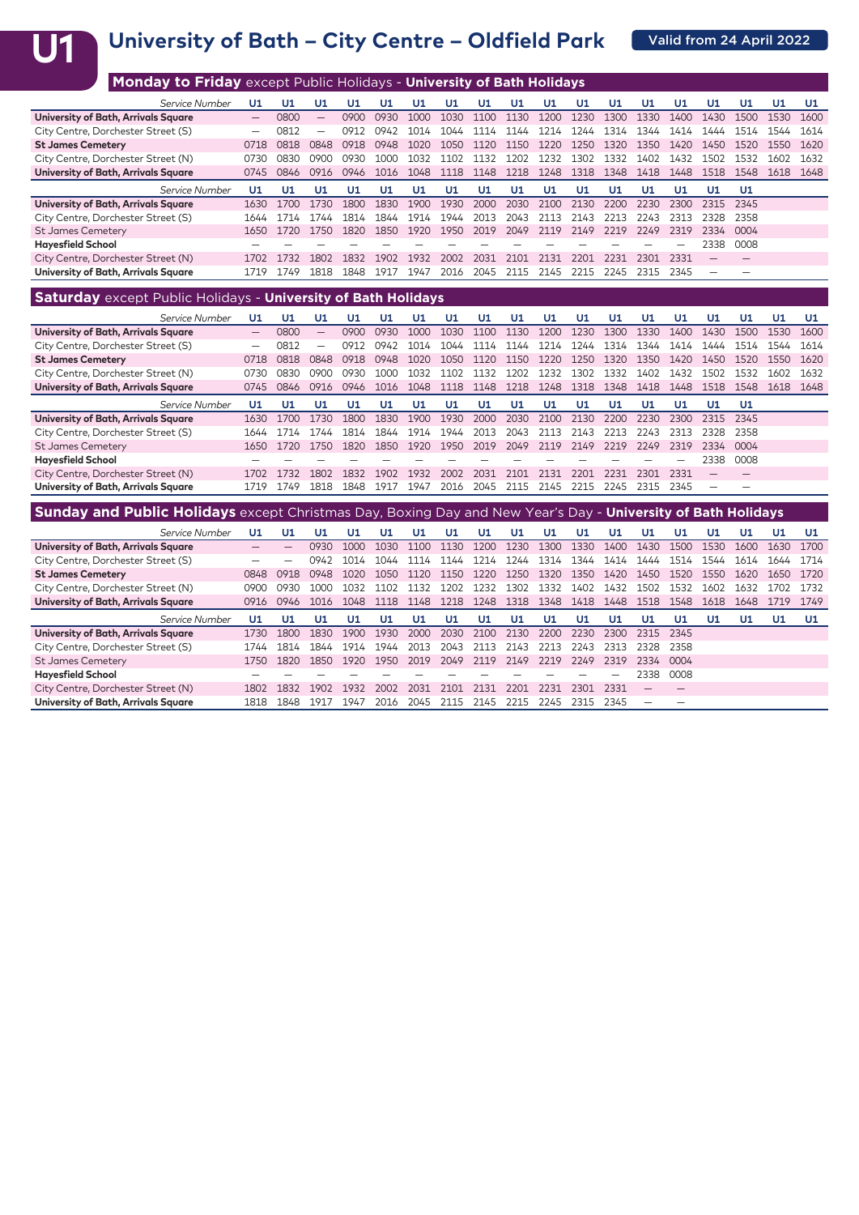# U1 University of Bath – City Centre – Oldfield Park

Valid from 24 April 2022

## **Monday to Friday** except Public Holidays - **University of Bath Holidays**

| *Service Number* | U1 | U1 | U1 | U1 | U1 | U1 | U1 | U1 | U1 | U1 | U1 | U1 | U1 | U1 | U1 | U1 | U1 | U1 |
|---|---|---|---|---|---|---|---|---|---|---|---|---|---|---|---|---|---|---|
| **University of Bath, Arrivals Square** | — | 0800 | — | 0900 | 0930 | 1000 | 1030 | 1100 | 1130 | 1200 | 1230 | 1300 | 1330 | 1400 | 1430 | 1500 | 1530 | 1600 |
| City Centre, Dorchester Street (S) | — | 0812 | — | 0912 | 0942 | 1014 | 1044 | 1114 | 1144 | 1214 | 1244 | 1314 | 1344 | 1414 | 1444 | 1514 | 1544 | 1614 |
| **St James Cemetery** | 0718 | 0818 | 0848 | 0918 | 0948 | 1020 | 1050 | 1120 | 1150 | 1220 | 1250 | 1320 | 1350 | 1420 | 1450 | 1520 | 1550 | 1620 |
| City Centre, Dorchester Street (N) | 0730 | 0830 | 0900 | 0930 | 1000 | 1032 | 1102 | 1132 | 1202 | 1232 | 1302 | 1332 | 1402 | 1432 | 1502 | 1532 | 1602 | 1632 |
| **University of Bath, Arrivals Square** | 0745 | 0846 | 0916 | 0946 | 1016 | 1048 | 1118 | 1148 | 1218 | 1248 | 1318 | 1348 | 1418 | 1448 | 1518 | 1548 | 1618 | 1648 |

| *Service Number* | U1 | U1 | U1 | U1 | U1 | U1 | U1 | U1 | U1 | U1 | U1 | U1 | U1 | U1 | U1 | U1 |
|---|---|---|---|---|---|---|---|---|---|---|---|---|---|---|---|---|
| **University of Bath, Arrivals Square** | 1630 | 1700 | 1730 | 1800 | 1830 | 1900 | 1930 | 2000 | 2030 | 2100 | 2130 | 2200 | 2230 | 2300 | 2315 | 2345 |
| City Centre, Dorchester Street (S) | 1644 | 1714 | 1744 | 1814 | 1844 | 1914 | 1944 | 2013 | 2043 | 2113 | 2143 | 2213 | 2243 | 2313 | 2328 | 2358 |
| St James Cemetery | 1650 | 1720 | 1750 | 1820 | 1850 | 1920 | 1950 | 2019 | 2049 | 2119 | 2149 | 2219 | 2249 | 2319 | 2334 | 0004 |
| **Hayesfield School** | — | — | — | — | — | — | — | — | — | — | — | — | — | — | 2338 | 0008 |
| City Centre, Dorchester Street (N) | 1702 | 1732 | 1802 | 1832 | 1902 | 1932 | 2002 | 2031 | 2101 | 2131 | 2201 | 2231 | 2301 | 2331 | — | — |
| **University of Bath, Arrivals Square** | 1719 | 1749 | 1818 | 1848 | 1917 | 1947 | 2016 | 2045 | 2115 | 2145 | 2215 | 2245 | 2315 | 2345 | — | — |

## **Saturday** except Public Holidays - **University of Bath Holidays**

| *Service Number* | U1 | U1 | U1 | U1 | U1 | U1 | U1 | U1 | U1 | U1 | U1 | U1 | U1 | U1 | U1 | U1 | U1 | U1 |
|---|---|---|---|---|---|---|---|---|---|---|---|---|---|---|---|---|---|---|
| **University of Bath, Arrivals Square** | — | 0800 | — | 0900 | 0930 | 1000 | 1030 | 1100 | 1130 | 1200 | 1230 | 1300 | 1330 | 1400 | 1430 | 1500 | 1530 | 1600 |
| City Centre, Dorchester Street (S) | — | 0812 | — | 0912 | 0942 | 1014 | 1044 | 1114 | 1144 | 1214 | 1244 | 1314 | 1344 | 1414 | 1444 | 1514 | 1544 | 1614 |
| **St James Cemetery** | 0718 | 0818 | 0848 | 0918 | 0948 | 1020 | 1050 | 1120 | 1150 | 1220 | 1250 | 1320 | 1350 | 1420 | 1450 | 1520 | 1550 | 1620 |
| City Centre, Dorchester Street (N) | 0730 | 0830 | 0900 | 0930 | 1000 | 1032 | 1102 | 1132 | 1202 | 1232 | 1302 | 1332 | 1402 | 1432 | 1502 | 1532 | 1602 | 1632 |
| **University of Bath, Arrivals Square** | 0745 | 0846 | 0916 | 0946 | 1016 | 1048 | 1118 | 1148 | 1218 | 1248 | 1318 | 1348 | 1418 | 1448 | 1518 | 1548 | 1618 | 1648 |

| *Service Number* | U1 | U1 | U1 | U1 | U1 | U1 | U1 | U1 | U1 | U1 | U1 | U1 | U1 | U1 | U1 | U1 |
|---|---|---|---|---|---|---|---|---|---|---|---|---|---|---|---|---|
| **University of Bath, Arrivals Square** | 1630 | 1700 | 1730 | 1800 | 1830 | 1900 | 1930 | 2000 | 2030 | 2100 | 2130 | 2200 | 2230 | 2300 | 2315 | 2345 |
| City Centre, Dorchester Street (S) | 1644 | 1714 | 1744 | 1814 | 1844 | 1914 | 1944 | 2013 | 2043 | 2113 | 2143 | 2213 | 2243 | 2313 | 2328 | 2358 |
| St James Cemetery | 1650 | 1720 | 1750 | 1820 | 1850 | 1920 | 1950 | 2019 | 2049 | 2119 | 2149 | 2219 | 2249 | 2319 | 2334 | 0004 |
| **Hayesfield School** | — | — | — | — | — | — | — | — | — | — | — | — | — | — | 2338 | 0008 |
| City Centre, Dorchester Street (N) | 1702 | 1732 | 1802 | 1832 | 1902 | 1932 | 2002 | 2031 | 2101 | 2131 | 2201 | 2231 | 2301 | 2331 | — | — |
| **University of Bath, Arrivals Square** | 1719 | 1749 | 1818 | 1848 | 1917 | 1947 | 2016 | 2045 | 2115 | 2145 | 2215 | 2245 | 2315 | 2345 | — | — |

## **Sunday and Public Holidays** except Christmas Day, Boxing Day and New Year's Day - **University of Bath Holidays**

| *Service Number* | U1 | U1 | U1 | U1 | U1 | U1 | U1 | U1 | U1 | U1 | U1 | U1 | U1 | U1 | U1 | U1 | U1 | U1 |
|---|---|---|---|---|---|---|---|---|---|---|---|---|---|---|---|---|---|---|
| **University of Bath, Arrivals Square** | — | — | 0930 | 1000 | 1030 | 1100 | 1130 | 1200 | 1230 | 1300 | 1330 | 1400 | 1430 | 1500 | 1530 | 1600 | 1630 | 1700 |
| City Centre, Dorchester Street (S) | — | — | 0942 | 1014 | 1044 | 1114 | 1144 | 1214 | 1244 | 1314 | 1344 | 1414 | 1444 | 1514 | 1544 | 1614 | 1644 | 1714 |
| **St James Cemetery** | 0848 | 0918 | 0948 | 1020 | 1050 | 1120 | 1150 | 1220 | 1250 | 1320 | 1350 | 1420 | 1450 | 1520 | 1550 | 1620 | 1650 | 1720 |
| City Centre, Dorchester Street (N) | 0900 | 0930 | 1000 | 1032 | 1102 | 1132 | 1202 | 1232 | 1302 | 1332 | 1402 | 1432 | 1502 | 1532 | 1602 | 1632 | 1702 | 1732 |
| **University of Bath, Arrivals Square** | 0916 | 0946 | 1016 | 1048 | 1118 | 1148 | 1218 | 1248 | 1318 | 1348 | 1418 | 1448 | 1518 | 1548 | 1618 | 1648 | 1719 | 1749 |

| *Service Number* | U1 | U1 | U1 | U1 | U1 | U1 | U1 | U1 | U1 | U1 | U1 | U1 | U1 | U1 | U1 | U1 | U1 | U1 |
|---|---|---|---|---|---|---|---|---|---|---|---|---|---|---|---|---|---|---|
| **University of Bath, Arrivals Square** | 1730 | 1800 | 1830 | 1900 | 1930 | 2000 | 2030 | 2100 | 2130 | 2200 | 2230 | 2300 | 2315 | 2345 | | | | |
| City Centre, Dorchester Street (S) | 1744 | 1814 | 1844 | 1914 | 1944 | 2013 | 2043 | 2113 | 2143 | 2213 | 2243 | 2313 | 2328 | 2358 | | | | |
| St James Cemetery | 1750 | 1820 | 1850 | 1920 | 1950 | 2019 | 2049 | 2119 | 2149 | 2219 | 2249 | 2319 | 2334 | 0004 | | | | |
| **Hayesfield School** | — | — | — | — | — | — | — | — | — | — | — | — | 2338 | 0008 | | | | |
| City Centre, Dorchester Street (N) | 1802 | 1832 | 1902 | 1932 | 2002 | 2031 | 2101 | 2131 | 2201 | 2231 | 2301 | 2331 | — | — | | | | |
| **University of Bath, Arrivals Square** | 1818 | 1848 | 1917 | 1947 | 2016 | 2045 | 2115 | 2145 | 2215 | 2245 | 2315 | 2345 | — | — | | | | |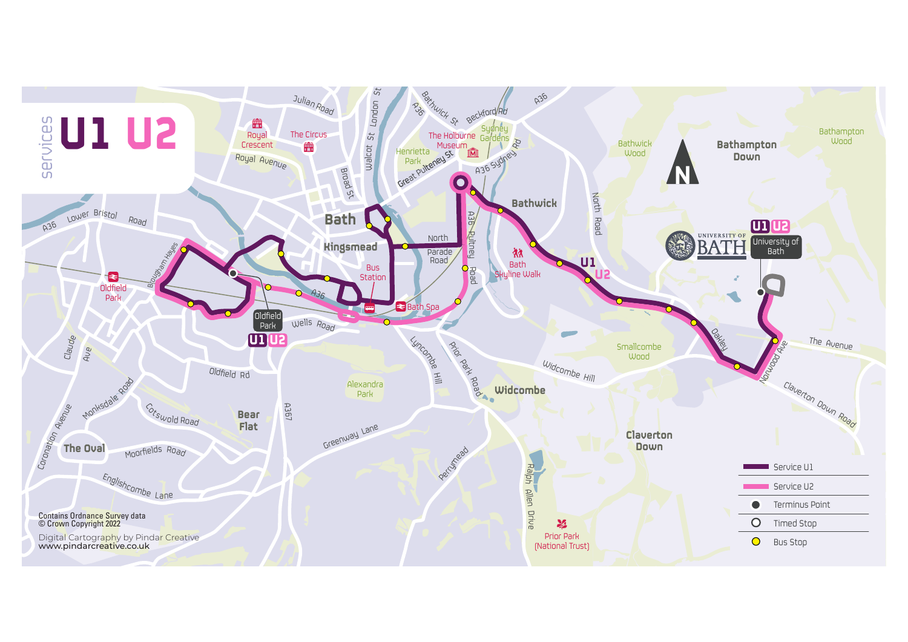services U1 U2

Royal Crescent
The Circus
Julian Road
Royal Avenue
Broad St
Walcot St
London St
Bathwick St
A36
Beckford Rd
Sydney Gardens
The Holburne Museum
Henrietta Park
Great Pulteney St
A36 Sydney Rd
Bathwick Wood
Bathampton Down
Bathampton Wood
A36 Lower Bristol Road
Bath
Kingsmead
North Parade Road
A36 Pulteney Road
Bathwick
North Road
Bath Skyline Walk
University of Bath
U1 U2
Oldfield Park
Brougham Hayes
Bus Station
Bath Spa
Wells Road
Claude Ave
Oldfield Rd
Lyncombe Hill
Prior Park Road
Widcombe Hill
Widcombe
Smallcombe Wood
Oakley
Norwood Ave
The Avenue
Claverton Down Road
Alexandra Park
Monksdale Road
Cotswold Road
Bear Flat
A367
Greenway Lane
Coronation Avenue
The Oval
Moorfields Road
Englishcombe Lane
Perrymead
Ralph Allen Drive
Prior Park (National Trust)
Claverton Down

Service U1
Service U2
Terminus Point
Timed Stop
Bus Stop

Contains Ordnance Survey data
© Crown Copyright 2022

Digital Cartography by Pindar Creative
www.pindarcreative.co.uk